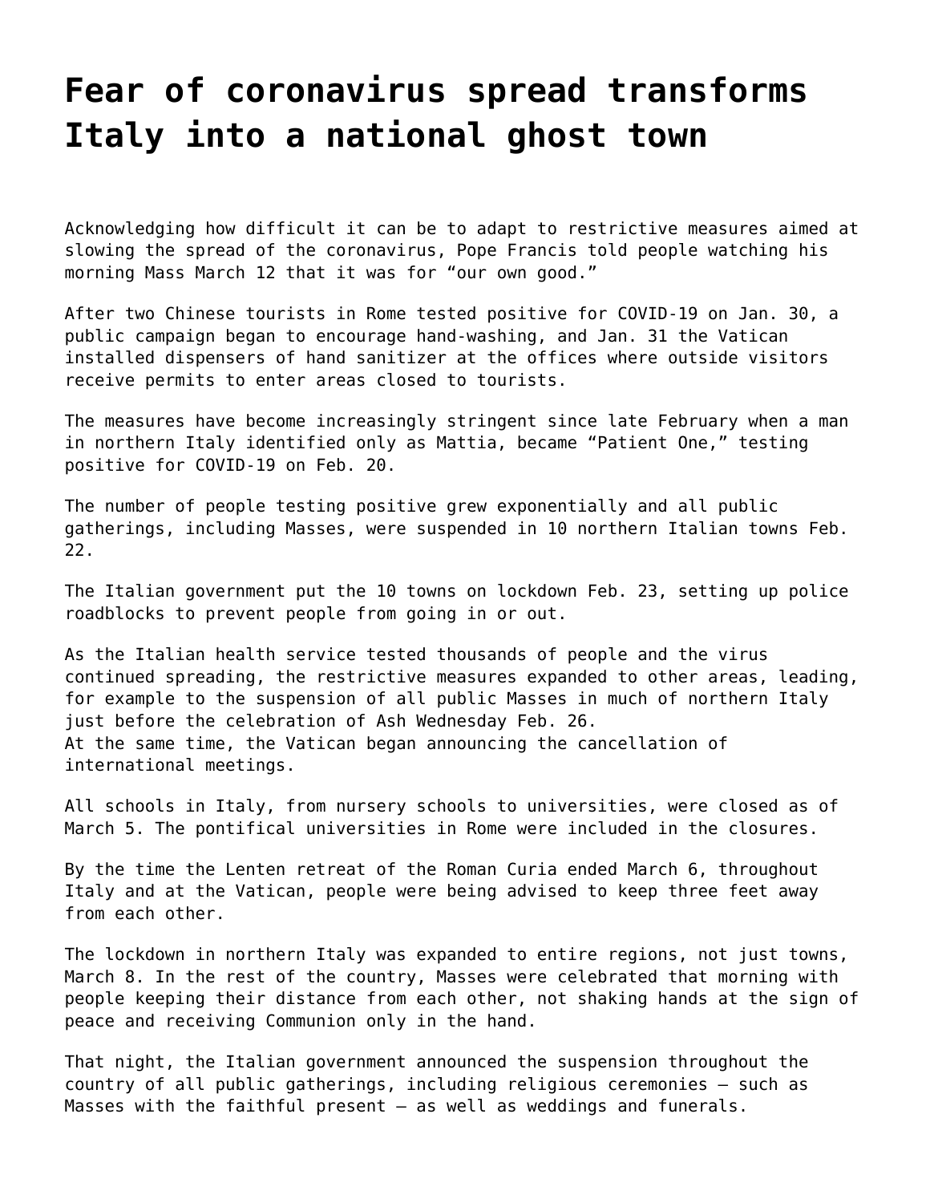# Fear of coronavirus spread transforms Italy into a national ghost town

Acknowledging how difficult it can be to adapt to restrictive measures aimed at slowing the spread of the coronavirus, Pope Francis told people watching his morning Mass March 12 that it was for "our own good."

After two Chinese tourists in Rome tested positive for COVID-19 on Jan. 30, a public campaign began to encourage hand-washing, and Jan. 31 the Vatican installed dispensers of hand sanitizer at the offices where outside visitors receive permits to enter areas closed to tourists.

The measures have become increasingly stringent since late February when a man in northern Italy identified only as Mattia, became "Patient One," testing positive for COVID-19 on Feb. 20.

The number of people testing positive grew exponentially and all public gatherings, including Masses, were suspended in 10 northern Italian towns Feb. 22.

The Italian government put the 10 towns on lockdown Feb. 23, setting up police roadblocks to prevent people from going in or out.

As the Italian health service tested thousands of people and the virus continued spreading, the restrictive measures expanded to other areas, leading, for example to the suspension of all public Masses in much of northern Italy just before the celebration of Ash Wednesday Feb. 26.
At the same time, the Vatican began announcing the cancellation of international meetings.

All schools in Italy, from nursery schools to universities, were closed as of March 5. The pontifical universities in Rome were included in the closures.

By the time the Lenten retreat of the Roman Curia ended March 6, throughout Italy and at the Vatican, people were being advised to keep three feet away from each other.

The lockdown in northern Italy was expanded to entire regions, not just towns, March 8. In the rest of the country, Masses were celebrated that morning with people keeping their distance from each other, not shaking hands at the sign of peace and receiving Communion only in the hand.

That night, the Italian government announced the suspension throughout the country of all public gatherings, including religious ceremonies — such as Masses with the faithful present — as well as weddings and funerals.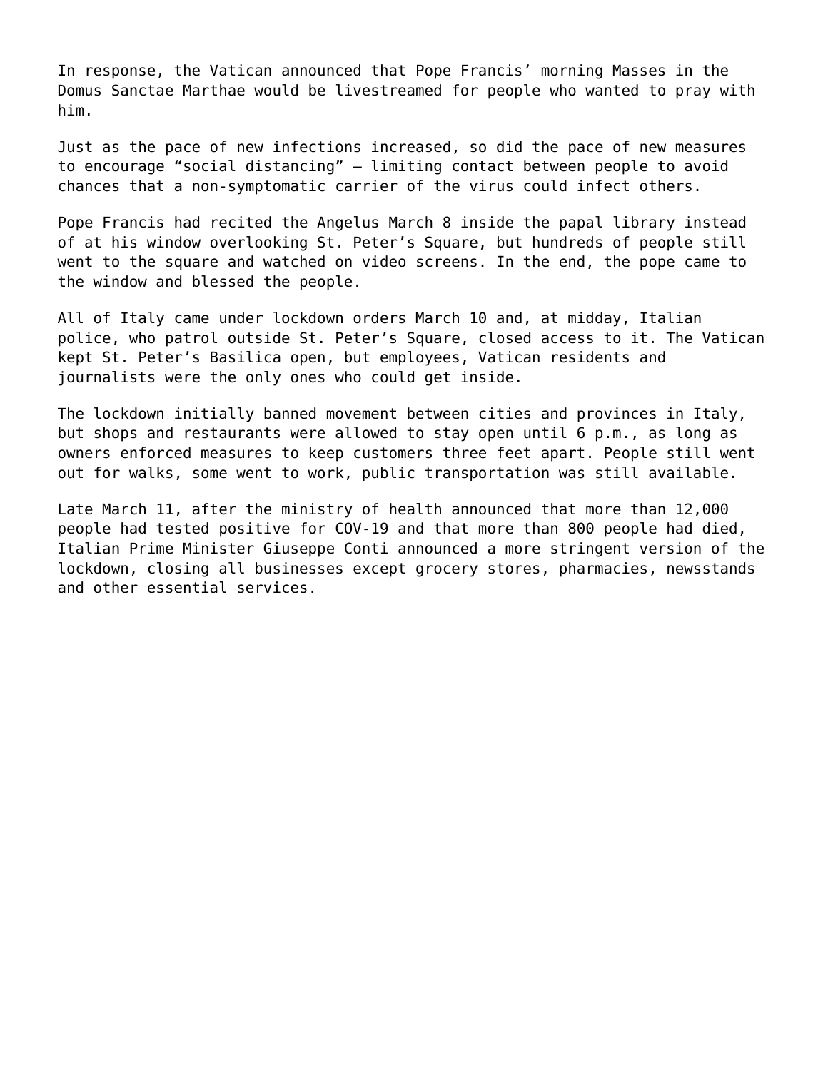In response, the Vatican announced that Pope Francis' morning Masses in the Domus Sanctae Marthae would be livestreamed for people who wanted to pray with him.

Just as the pace of new infections increased, so did the pace of new measures to encourage "social distancing" – limiting contact between people to avoid chances that a non-symptomatic carrier of the virus could infect others.

Pope Francis had recited the Angelus March 8 inside the papal library instead of at his window overlooking St. Peter's Square, but hundreds of people still went to the square and watched on video screens. In the end, the pope came to the window and blessed the people.

All of Italy came under lockdown orders March 10 and, at midday, Italian police, who patrol outside St. Peter's Square, closed access to it. The Vatican kept St. Peter's Basilica open, but employees, Vatican residents and journalists were the only ones who could get inside.

The lockdown initially banned movement between cities and provinces in Italy, but shops and restaurants were allowed to stay open until 6 p.m., as long as owners enforced measures to keep customers three feet apart. People still went out for walks, some went to work, public transportation was still available.

Late March 11, after the ministry of health announced that more than 12,000 people had tested positive for COV-19 and that more than 800 people had died, Italian Prime Minister Giuseppe Conti announced a more stringent version of the lockdown, closing all businesses except grocery stores, pharmacies, newsstands and other essential services.